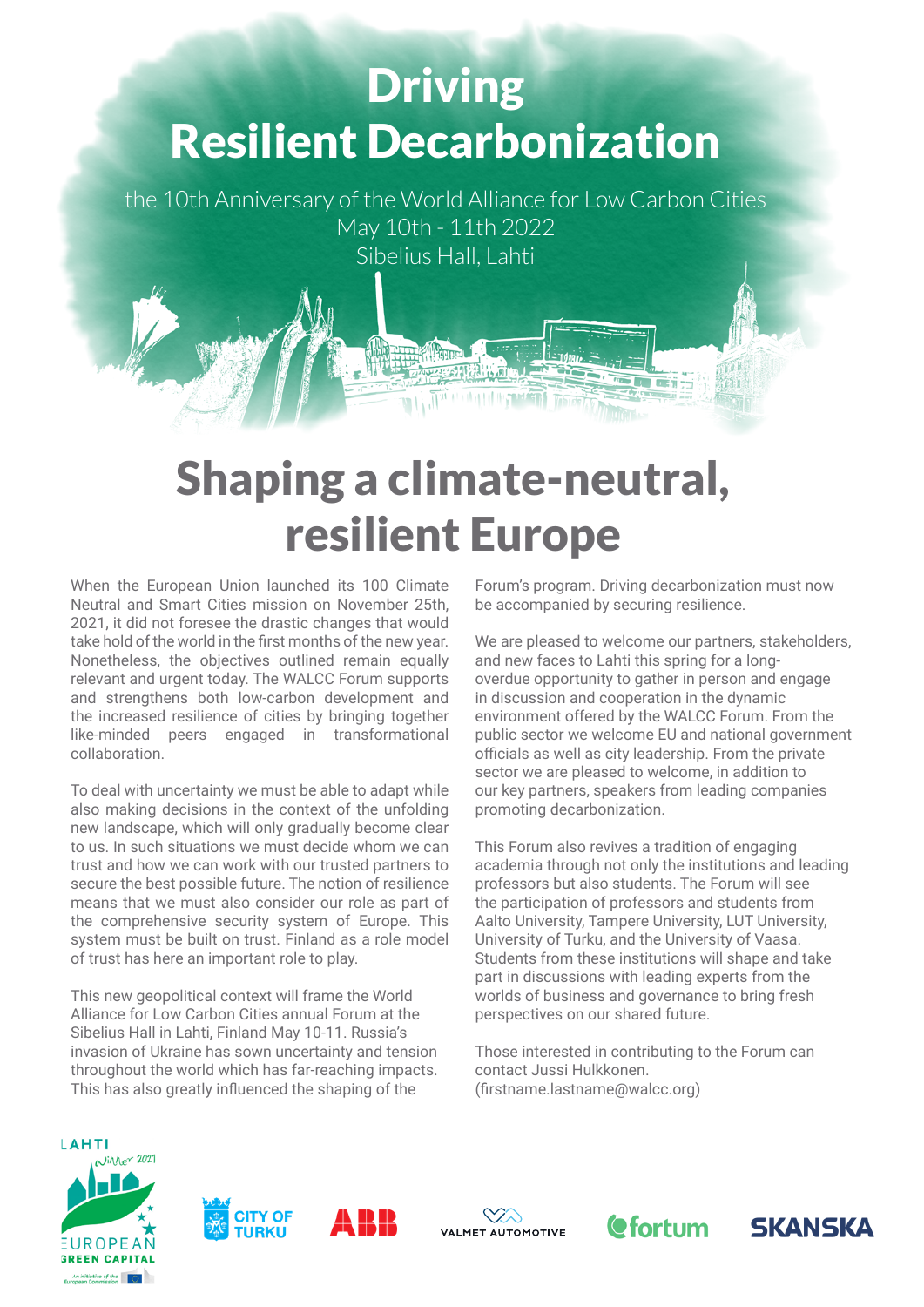# Driving Resilient Decarbonization

the 10th Anniversary of the World Alliance for Low Carbon Cities
May 10th - 11th 2022
Sibelius Hall, Lahti

# Shaping a climate-neutral, resilient Europe

When the European Union launched its 100 Climate Neutral and Smart Cities mission on November 25th, 2021, it did not foresee the drastic changes that would take hold of the world in the first months of the new year. Nonetheless, the objectives outlined remain equally relevant and urgent today. The WALCC Forum supports and strengthens both low-carbon development and the increased resilience of cities by bringing together like-minded peers engaged in transformational collaboration.

To deal with uncertainty we must be able to adapt while also making decisions in the context of the unfolding new landscape, which will only gradually become clear to us. In such situations we must decide whom we can trust and how we can work with our trusted partners to secure the best possible future. The notion of resilience means that we must also consider our role as part of the comprehensive security system of Europe. This system must be built on trust. Finland as a role model of trust has here an important role to play.

This new geopolitical context will frame the World Alliance for Low Carbon Cities annual Forum at the Sibelius Hall in Lahti, Finland May 10-11. Russia's invasion of Ukraine has sown uncertainty and tension throughout the world which has far-reaching impacts. This has also greatly influenced the shaping of the Forum's program. Driving decarbonization must now be accompanied by securing resilience.

We are pleased to welcome our partners, stakeholders, and new faces to Lahti this spring for a long-overdue opportunity to gather in person and engage in discussion and cooperation in the dynamic environment offered by the WALCC Forum. From the public sector we welcome EU and national government officials as well as city leadership. From the private sector we are pleased to welcome, in addition to our key partners, speakers from leading companies promoting decarbonization.

This Forum also revives a tradition of engaging academia through not only the institutions and leading professors but also students. The Forum will see the participation of professors and students from Aalto University, Tampere University, LUT University, University of Turku, and the University of Vaasa. Students from these institutions will shape and take part in discussions with leading experts from the worlds of business and governance to bring fresh perspectives on our shared future.

Those interested in contributing to the Forum can contact Jussi Hulkkonen.
(firstname.lastname@walcc.org)

LAHTI Winner 2021 EUROPEAN GREEN CAPITAL — An initiative of the European Commission

CITY OF TURKU | ABB | VALMET AUTOMOTIVE | fortum | SKANSKA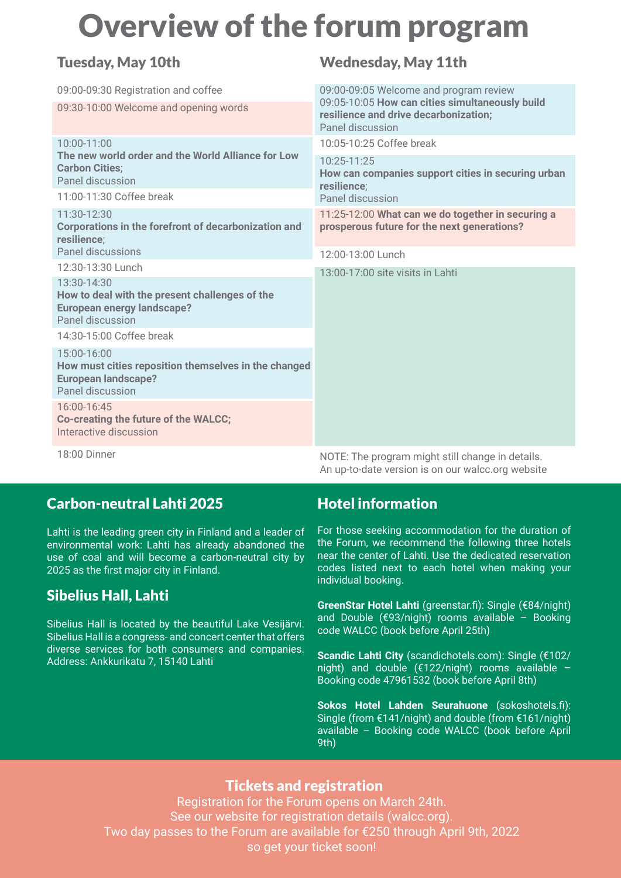# Overview of the forum program

## Tuesday, May 10th

09:00-09:30 Registration and coffee

09:30-10:00 Welcome and opening words

10:00-11:00
**The new world order and the World Alliance for Low Carbon Cities**;
Panel discussion

11:00-11:30 Coffee break

11:30-12:30
**Corporations in the forefront of decarbonization and resilience**;
Panel discussions

12:30-13:30 Lunch

13:30-14:30
**How to deal with the present challenges of the European energy landscape?**
Panel discussion

14:30-15:00 Coffee break

15:00-16:00
**How must cities reposition themselves in the changed European landscape?**
Panel discussion

16:00-16:45
**Co-creating the future of the WALCC;**
Interactive discussion

18:00 Dinner

## Wednesday, May 11th

09:00-09:05 Welcome and program review
09:05-10:05 **How can cities simultaneously build resilience and drive decarbonization;**
Panel discussion

10:05-10:25 Coffee break

10:25-11:25
**How can companies support cities in securing urban resilience**;
Panel discussion

11:25-12:00 **What can we do together in securing a prosperous future for the next generations?**

12:00-13:00 Lunch

13:00-17:00 site visits in Lahti

NOTE: The program might still change in details.
An up-to-date version is on our walcc.org website

## Carbon-neutral Lahti 2025

Lahti is the leading green city in Finland and a leader of environmental work: Lahti has already abandoned the use of coal and will become a carbon-neutral city by 2025 as the first major city in Finland.

## Sibelius Hall, Lahti

Sibelius Hall is located by the beautiful Lake Vesijärvi. Sibelius Hall is a congress- and concert center that offers diverse services for both consumers and companies. Address: Ankkurikatu 7, 15140 Lahti

## Hotel information

For those seeking accommodation for the duration of the Forum, we recommend the following three hotels near the center of Lahti. Use the dedicated reservation codes listed next to each hotel when making your individual booking.

**GreenStar Hotel Lahti** (greenstar.fi): Single (€84/night) and Double (€93/night) rooms available – Booking code WALCC (book before April 25th)

**Scandic Lahti City** (scandichotels.com): Single (€102/night) and double (€122/night) rooms available – Booking code 47961532 (book before April 8th)

**Sokos Hotel Lahden Seurahuone** (sokoshotels.fi): Single (from €141/night) and double (from €161/night) available – Booking code WALCC (book before April 9th)

## Tickets and registration

Registration for the Forum opens on March 24th.
See our website for registration details (walcc.org).
Two day passes to the Forum are available for €250 through April 9th, 2022 so get your ticket soon!